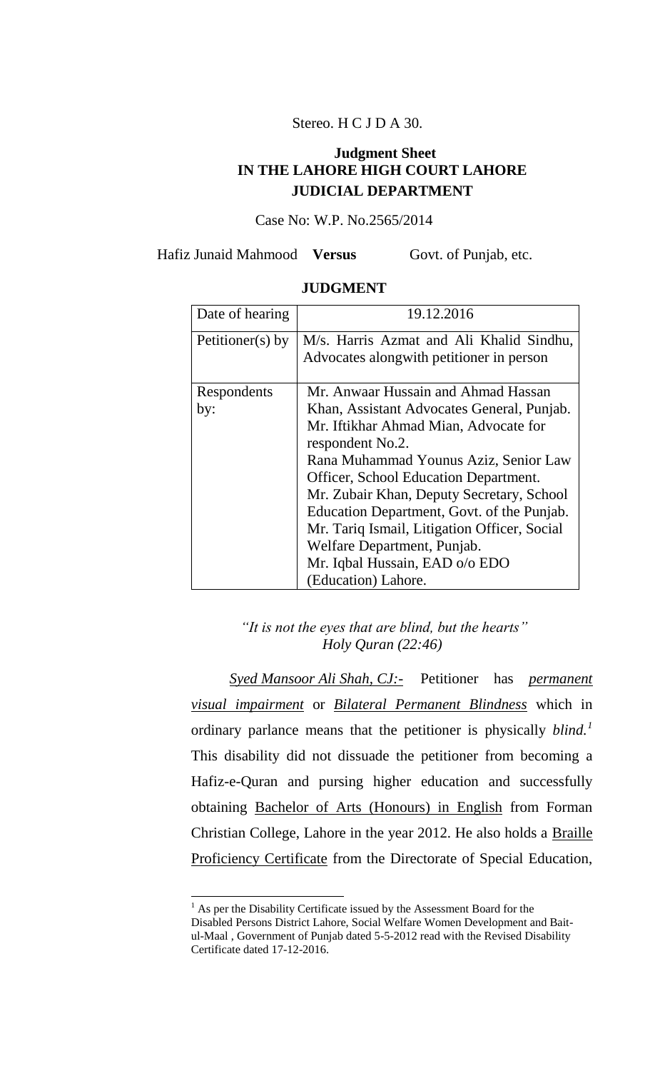Stereo. H C J D A 30.

**Judgment Sheet**
**IN THE LAHORE HIGH COURT LAHORE**
**JUDICIAL DEPARTMENT**

Case No: W.P. No.2565/2014

Hafiz Junaid Mahmood **Versus** Govt. of Punjab, etc.

**JUDGMENT**

| Date of hearing | 19.12.2016 |
|---|---|
| Petitioner(s) by | M/s. Harris Azmat and Ali Khalid Sindhu, Advocates alongwith petitioner in person |
| Respondents by: | Mr. Anwaar Hussain and Ahmad Hassan Khan, Assistant Advocates General, Punjab. Mr. Iftikhar Ahmad Mian, Advocate for respondent No.2. Rana Muhammad Younus Aziz, Senior Law Officer, School Education Department. Mr. Zubair Khan, Deputy Secretary, School Education Department, Govt. of the Punjab. Mr. Tariq Ismail, Litigation Officer, Social Welfare Department, Punjab. Mr. Iqbal Hussain, EAD o/o EDO (Education) Lahore. |

*"It is not the eyes that are blind, but the hearts"*
*Holy Quran (22:46)*

*Syed Mansoor Ali Shah, CJ:-* Petitioner has *permanent visual impairment* or *Bilateral Permanent Blindness* which in ordinary parlance means that the petitioner is physically *blind.*[1] This disability did not dissuade the petitioner from becoming a Hafiz-e-Quran and pursing higher education and successfully obtaining Bachelor of Arts (Honours) in English from Forman Christian College, Lahore in the year 2012. He also holds a Braille Proficiency Certificate from the Directorate of Special Education,

[1] As per the Disability Certificate issued by the Assessment Board for the Disabled Persons District Lahore, Social Welfare Women Development and Bait-ul-Maal , Government of Punjab dated 5-5-2012 read with the Revised Disability Certificate dated 17-12-2016.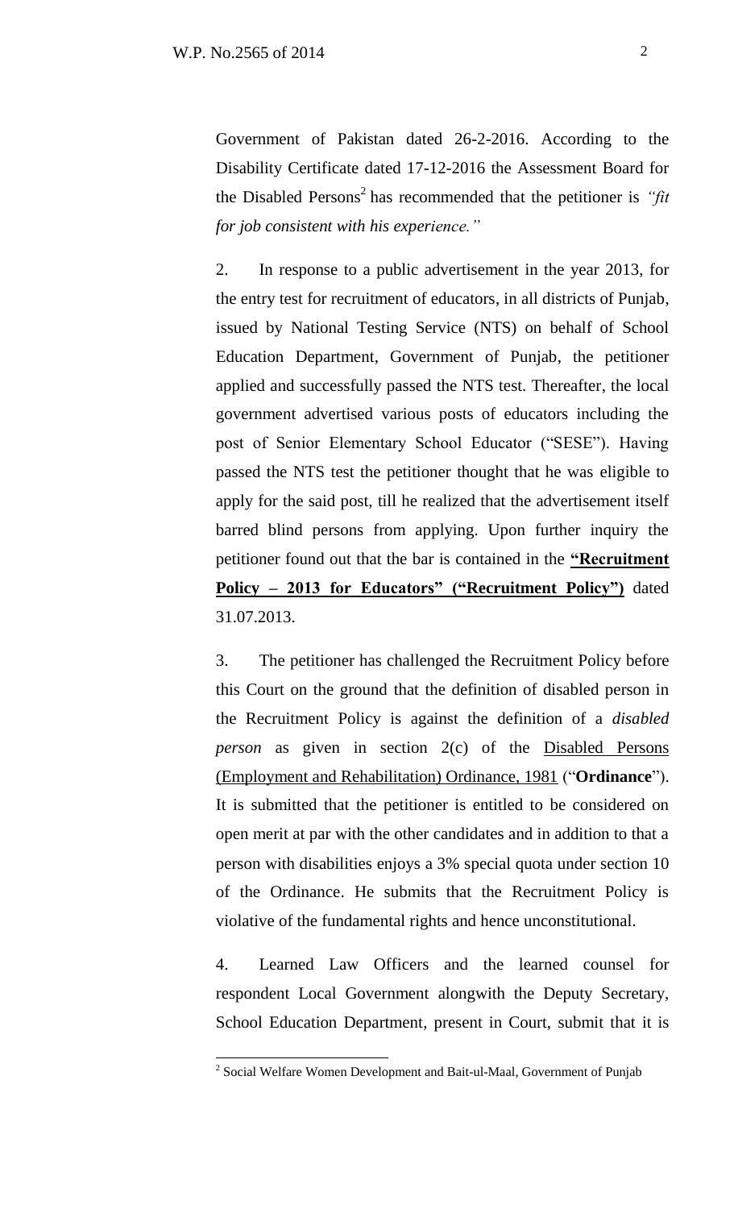Government of Pakistan dated 26-2-2016. According to the Disability Certificate dated 17-12-2016 the Assessment Board for the Disabled Persons[2] has recommended that the petitioner is *"fit for job consistent with his experience."*

2. In response to a public advertisement in the year 2013, for the entry test for recruitment of educators, in all districts of Punjab, issued by National Testing Service (NTS) on behalf of School Education Department, Government of Punjab, the petitioner applied and successfully passed the NTS test. Thereafter, the local government advertised various posts of educators including the post of Senior Elementary School Educator ("SESE"). Having passed the NTS test the petitioner thought that he was eligible to apply for the said post, till he realized that the advertisement itself barred blind persons from applying. Upon further inquiry the petitioner found out that the bar is contained in the **"Recruitment Policy – 2013 for Educators" ("Recruitment Policy")** dated 31.07.2013.

3. The petitioner has challenged the Recruitment Policy before this Court on the ground that the definition of disabled person in the Recruitment Policy is against the definition of a *disabled person* as given in section 2(c) of the Disabled Persons (Employment and Rehabilitation) Ordinance, 1981 ("**Ordinance**"). It is submitted that the petitioner is entitled to be considered on open merit at par with the other candidates and in addition to that a person with disabilities enjoys a 3% special quota under section 10 of the Ordinance. He submits that the Recruitment Policy is violative of the fundamental rights and hence unconstitutional.

4. Learned Law Officers and the learned counsel for respondent Local Government alongwith the Deputy Secretary, School Education Department, present in Court, submit that it is

[2] Social Welfare Women Development and Bait-ul-Maal, Government of Punjab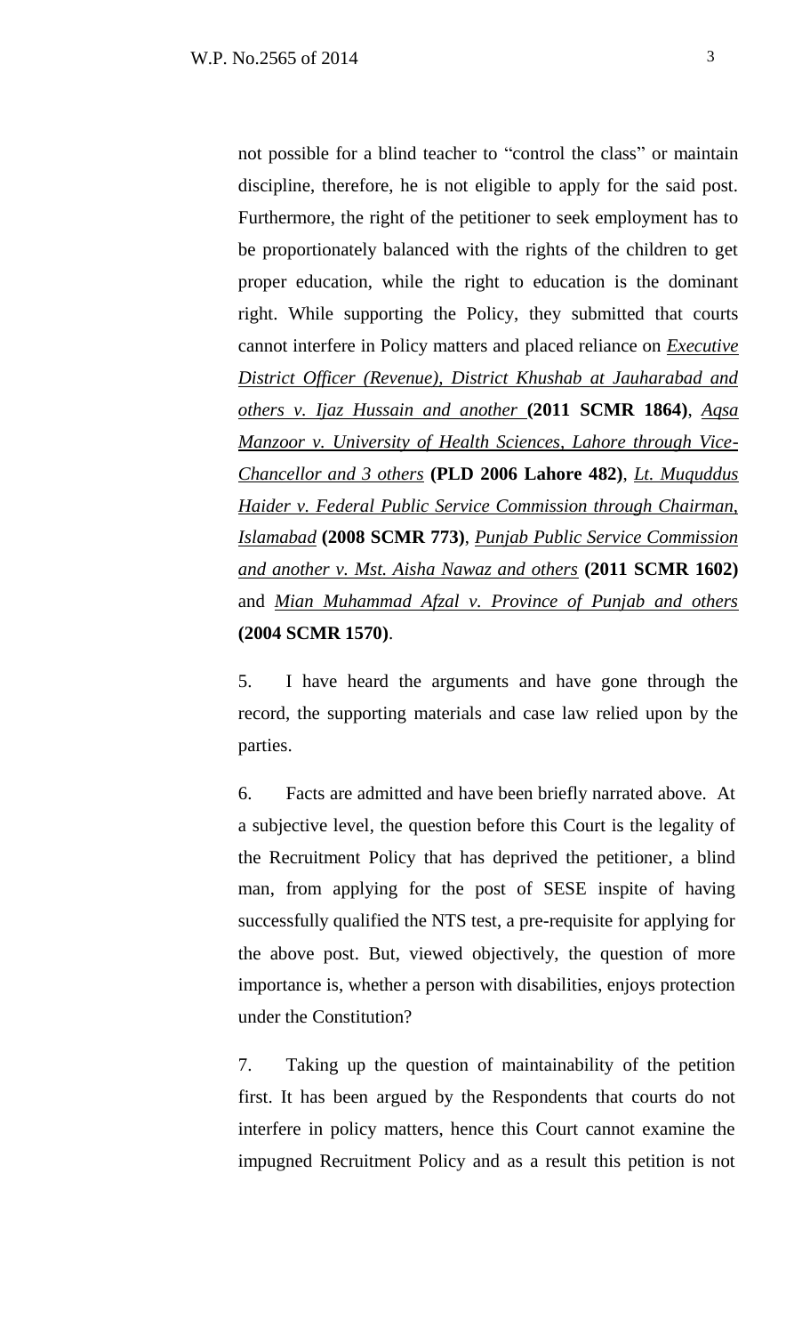not possible for a blind teacher to "control the class" or maintain discipline, therefore, he is not eligible to apply for the said post. Furthermore, the right of the petitioner to seek employment has to be proportionately balanced with the rights of the children to get proper education, while the right to education is the dominant right. While supporting the Policy, they submitted that courts cannot interfere in Policy matters and placed reliance on *Executive District Officer (Revenue), District Khushab at Jauharabad and others v. Ijaz Hussain and another* **(2011 SCMR 1864)**, *Aqsa Manzoor v. University of Health Sciences, Lahore through Vice-Chancellor and 3 others* **(PLD 2006 Lahore 482)**, *Lt. Muquddus Haider v. Federal Public Service Commission through Chairman, Islamabad* **(2008 SCMR 773)**, *Punjab Public Service Commission and another v. Mst. Aisha Nawaz and others* **(2011 SCMR 1602)** and *Mian Muhammad Afzal v. Province of Punjab and others* **(2004 SCMR 1570)**.

5. I have heard the arguments and have gone through the record, the supporting materials and case law relied upon by the parties.

6. Facts are admitted and have been briefly narrated above. At a subjective level, the question before this Court is the legality of the Recruitment Policy that has deprived the petitioner, a blind man, from applying for the post of SESE inspite of having successfully qualified the NTS test, a pre-requisite for applying for the above post. But, viewed objectively, the question of more importance is, whether a person with disabilities, enjoys protection under the Constitution?

7. Taking up the question of maintainability of the petition first. It has been argued by the Respondents that courts do not interfere in policy matters, hence this Court cannot examine the impugned Recruitment Policy and as a result this petition is not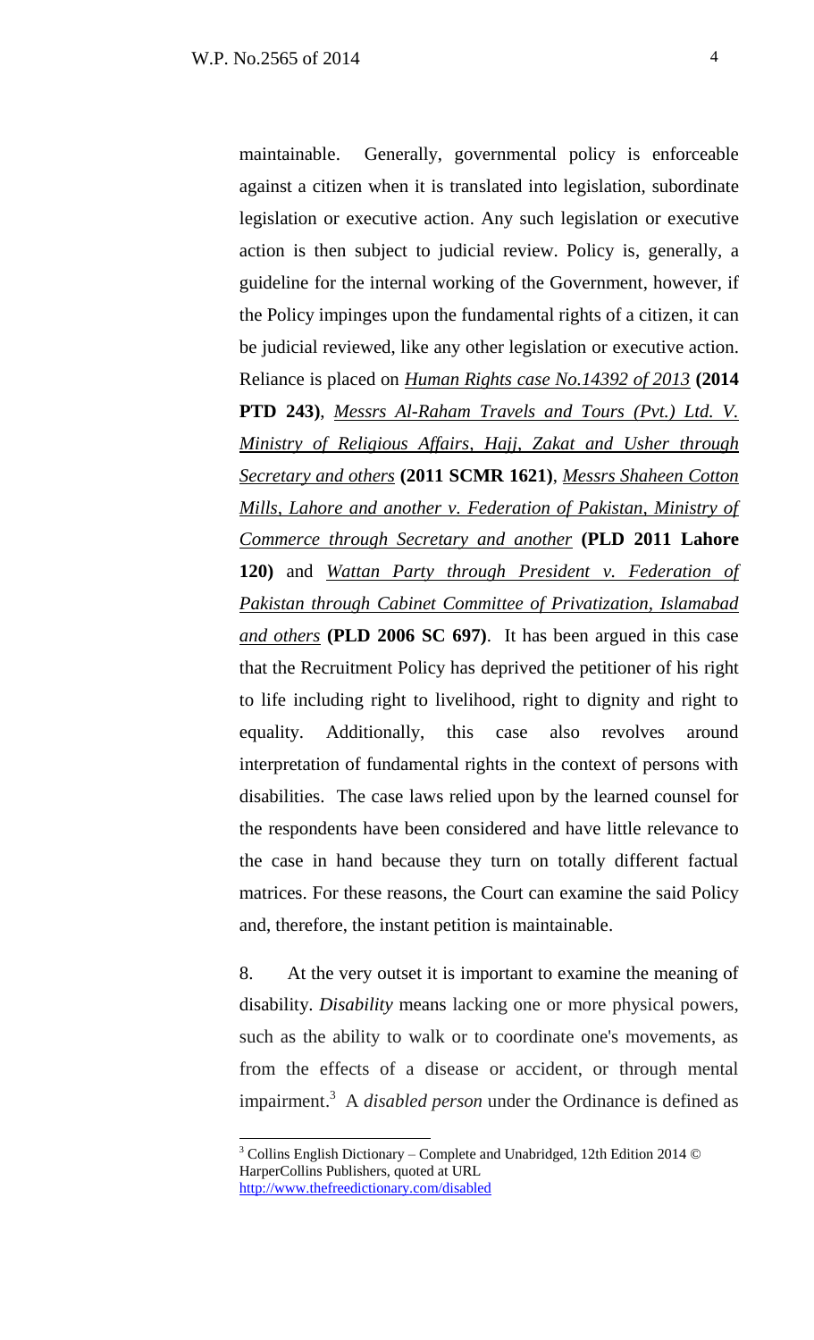maintainable. Generally, governmental policy is enforceable against a citizen when it is translated into legislation, subordinate legislation or executive action. Any such legislation or executive action is then subject to judicial review. Policy is, generally, a guideline for the internal working of the Government, however, if the Policy impinges upon the fundamental rights of a citizen, it can be judicial reviewed, like any other legislation or executive action. Reliance is placed on *Human Rights case No.14392 of 2013* **(2014 PTD 243)**, *Messrs Al-Raham Travels and Tours (Pvt.) Ltd. V. Ministry of Religious Affairs, Hajj, Zakat and Usher through Secretary and others* **(2011 SCMR 1621)**, *Messrs Shaheen Cotton Mills, Lahore and another v. Federation of Pakistan, Ministry of Commerce through Secretary and another* **(PLD 2011 Lahore 120)** and *Wattan Party through President v. Federation of Pakistan through Cabinet Committee of Privatization, Islamabad and others* **(PLD 2006 SC 697)**. It has been argued in this case that the Recruitment Policy has deprived the petitioner of his right to life including right to livelihood, right to dignity and right to equality. Additionally, this case also revolves around interpretation of fundamental rights in the context of persons with disabilities. The case laws relied upon by the learned counsel for the respondents have been considered and have little relevance to the case in hand because they turn on totally different factual matrices. For these reasons, the Court can examine the said Policy and, therefore, the instant petition is maintainable.

8. At the very outset it is important to examine the meaning of disability. *Disability* means lacking one or more physical powers, such as the ability to walk or to coordinate one's movements, as from the effects of a disease or accident, or through mental impairment.[3] A *disabled person* under the Ordinance is defined as

---

[3] Collins English Dictionary – Complete and Unabridged, 12th Edition 2014 © HarperCollins Publishers, quoted at URL http://www.thefreedictionary.com/disabled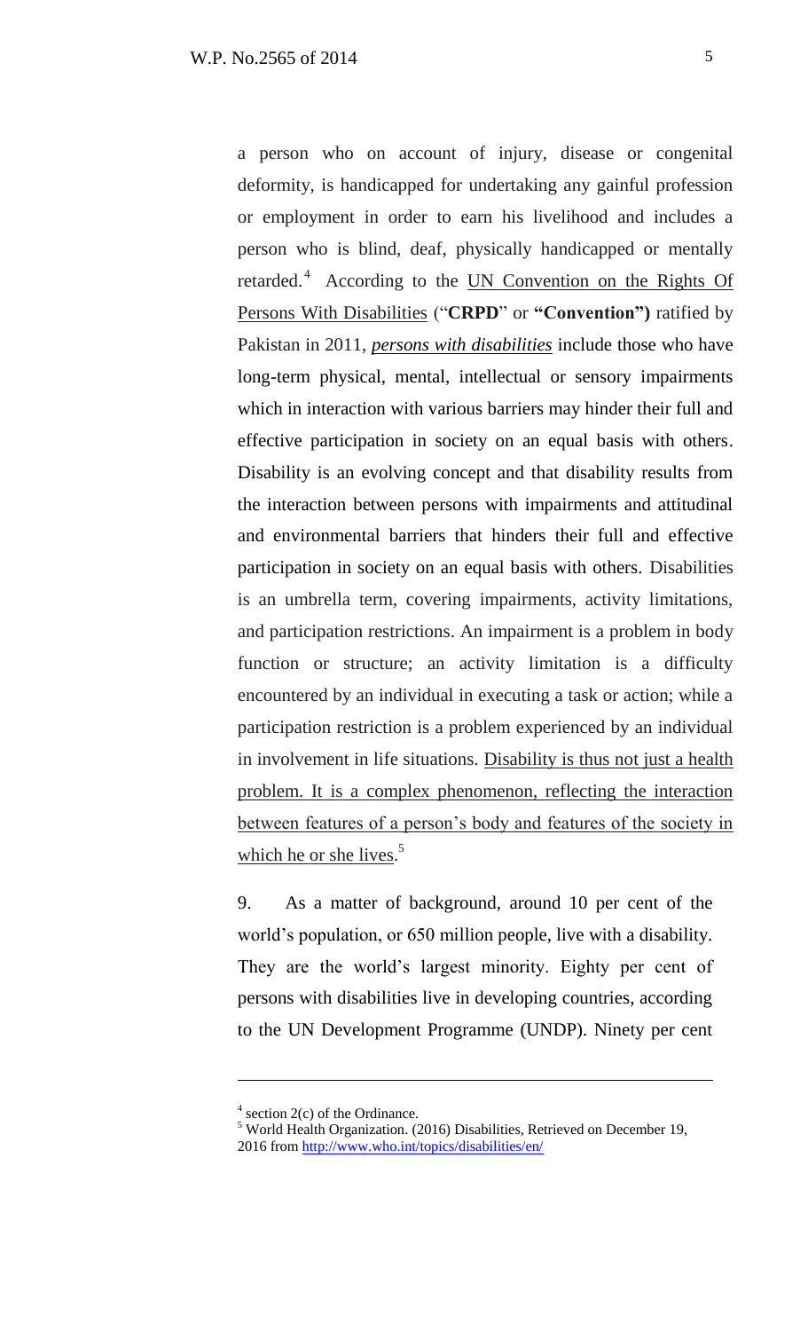a person who on account of injury, disease or congenital deformity, is handicapped for undertaking any gainful profession or employment in order to earn his livelihood and includes a person who is blind, deaf, physically handicapped or mentally retarded.[4] According to the <u>UN Convention on the Rights Of Persons With Disabilities</u> ("**CRPD**" or **"Convention")** ratified by Pakistan in 2011, ***<u>persons with disabilities</u>*** include those who have long-term physical, mental, intellectual or sensory impairments which in interaction with various barriers may hinder their full and effective participation in society on an equal basis with others. Disability is an evolving concept and that disability results from the interaction between persons with impairments and attitudinal and environmental barriers that hinders their full and effective participation in society on an equal basis with others. Disabilities is an umbrella term, covering impairments, activity limitations, and participation restrictions. An impairment is a problem in body function or structure; an activity limitation is a difficulty encountered by an individual in executing a task or action; while a participation restriction is a problem experienced by an individual in involvement in life situations. <u>Disability is thus not just a health problem. It is a complex phenomenon, reflecting the interaction between features of a person's body and features of the society in which he or she lives</u>.[5]

9. As a matter of background, around 10 per cent of the world's population, or 650 million people, live with a disability. They are the world's largest minority. Eighty per cent of persons with disabilities live in developing countries, according to the UN Development Programme (UNDP). Ninety per cent

---

[4] section 2(c) of the Ordinance.

[5] World Health Organization. (2016) Disabilities, Retrieved on December 19, 2016 from http://www.who.int/topics/disabilities/en/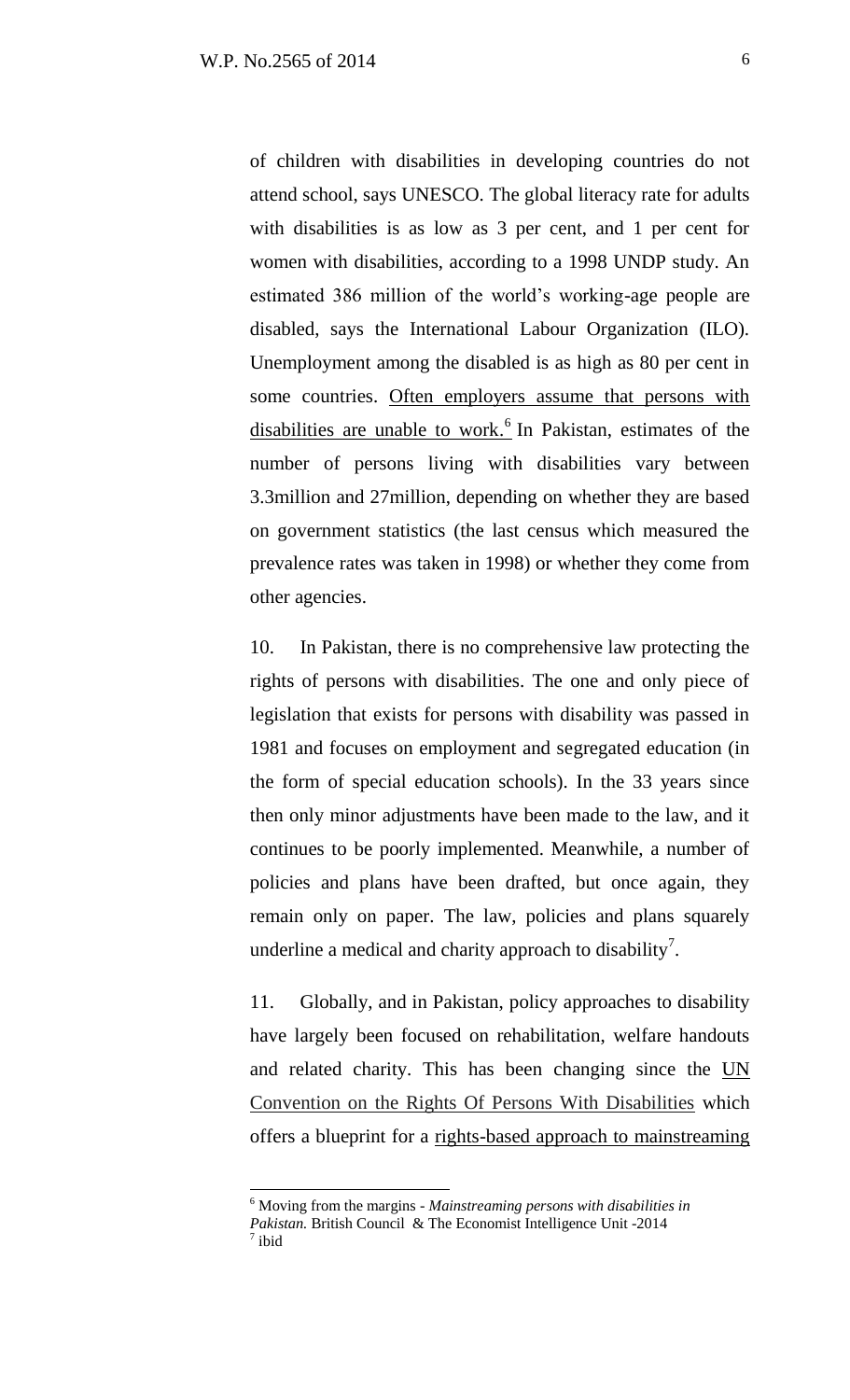of children with disabilities in developing countries do not attend school, says UNESCO. The global literacy rate for adults with disabilities is as low as 3 per cent, and 1 per cent for women with disabilities, according to a 1998 UNDP study. An estimated 386 million of the world's working-age people are disabled, says the International Labour Organization (ILO). Unemployment among the disabled is as high as 80 per cent in some countries. Often employers assume that persons with disabilities are unable to work.[6] In Pakistan, estimates of the number of persons living with disabilities vary between 3.3million and 27million, depending on whether they are based on government statistics (the last census which measured the prevalence rates was taken in 1998) or whether they come from other agencies.

10. In Pakistan, there is no comprehensive law protecting the rights of persons with disabilities. The one and only piece of legislation that exists for persons with disability was passed in 1981 and focuses on employment and segregated education (in the form of special education schools). In the 33 years since then only minor adjustments have been made to the law, and it continues to be poorly implemented. Meanwhile, a number of policies and plans have been drafted, but once again, they remain only on paper. The law, policies and plans squarely underline a medical and charity approach to disability[7].

11. Globally, and in Pakistan, policy approaches to disability have largely been focused on rehabilitation, welfare handouts and related charity. This has been changing since the UN Convention on the Rights Of Persons With Disabilities which offers a blueprint for a rights-based approach to mainstreaming

---

[6] Moving from the margins - *Mainstreaming persons with disabilities in Pakistan.* British Council & The Economist Intelligence Unit -2014

[7] ibid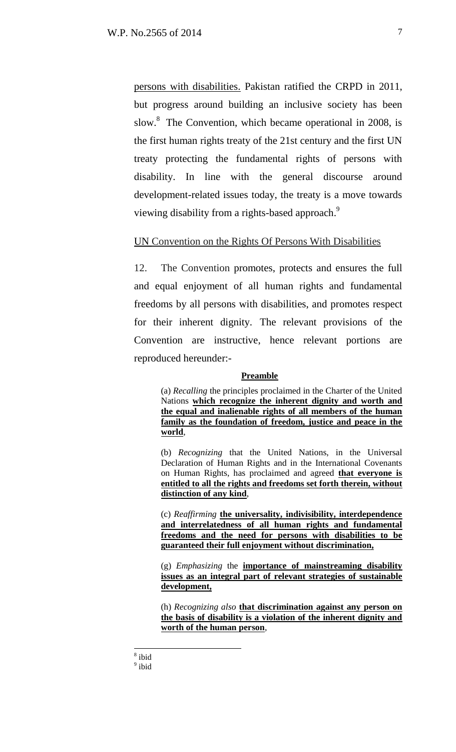persons with disabilities. Pakistan ratified the CRPD in 2011, but progress around building an inclusive society has been slow.[8] The Convention, which became operational in 2008, is the first human rights treaty of the 21st century and the first UN treaty protecting the fundamental rights of persons with disability. In line with the general discourse around development-related issues today, the treaty is a move towards viewing disability from a rights-based approach.[9]

UN Convention on the Rights Of Persons With Disabilities

12. The Convention promotes, protects and ensures the full and equal enjoyment of all human rights and fundamental freedoms by all persons with disabilities, and promotes respect for their inherent dignity. The relevant provisions of the Convention are instructive, hence relevant portions are reproduced hereunder:-

> **Preamble**
>
> (a) *Recalling* the principles proclaimed in the Charter of the United Nations **which recognize the inherent dignity and worth and the equal and inalienable rights of all members of the human family as the foundation of freedom, justice and peace in the world**,
>
> (b) *Recognizing* that the United Nations, in the Universal Declaration of Human Rights and in the International Covenants on Human Rights, has proclaimed and agreed **that everyone is entitled to all the rights and freedoms set forth therein, without distinction of any kind**,
>
> (c) *Reaffirming* **the universality, indivisibility, interdependence and interrelatedness of all human rights and fundamental freedoms and the need for persons with disabilities to be guaranteed their full enjoyment without discrimination,**
>
> (g) *Emphasizing* the **importance of mainstreaming disability issues as an integral part of relevant strategies of sustainable development,**
>
> (h) *Recognizing also* **that discrimination against any person on the basis of disability is a violation of the inherent dignity and worth of the human person**,

[8] ibid

[9] ibid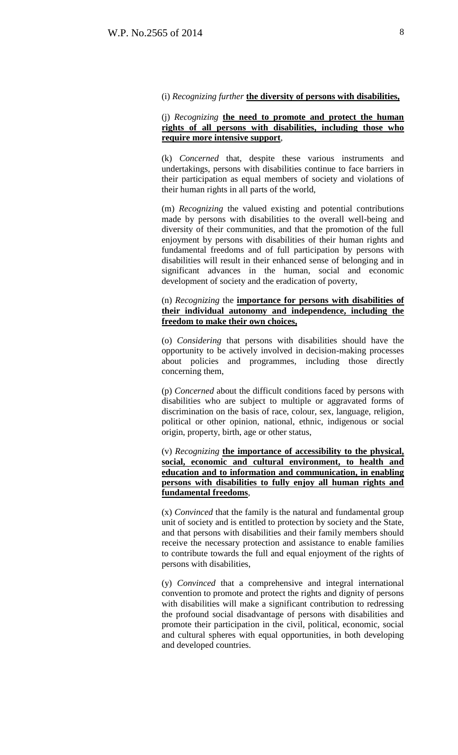(i) *Recognizing further* **the diversity of persons with disabilities,**

(j) *Recognizing* **the need to promote and protect the human rights of all persons with disabilities, including those who require more intensive support**,

(k) *Concerned* that, despite these various instruments and undertakings, persons with disabilities continue to face barriers in their participation as equal members of society and violations of their human rights in all parts of the world,

(m) *Recognizing* the valued existing and potential contributions made by persons with disabilities to the overall well-being and diversity of their communities, and that the promotion of the full enjoyment by persons with disabilities of their human rights and fundamental freedoms and of full participation by persons with disabilities will result in their enhanced sense of belonging and in significant advances in the human, social and economic development of society and the eradication of poverty,

(n) *Recognizing* the **importance for persons with disabilities of their individual autonomy and independence, including the freedom to make their own choices,**

(o) *Considering* that persons with disabilities should have the opportunity to be actively involved in decision-making processes about policies and programmes, including those directly concerning them,

(p) *Concerned* about the difficult conditions faced by persons with disabilities who are subject to multiple or aggravated forms of discrimination on the basis of race, colour, sex, language, religion, political or other opinion, national, ethnic, indigenous or social origin, property, birth, age or other status,

(v) *Recognizing* **the importance of accessibility to the physical, social, economic and cultural environment, to health and education and to information and communication, in enabling persons with disabilities to fully enjoy all human rights and fundamental freedoms**,

(x) *Convinced* that the family is the natural and fundamental group unit of society and is entitled to protection by society and the State, and that persons with disabilities and their family members should receive the necessary protection and assistance to enable families to contribute towards the full and equal enjoyment of the rights of persons with disabilities,

(y) *Convinced* that a comprehensive and integral international convention to promote and protect the rights and dignity of persons with disabilities will make a significant contribution to redressing the profound social disadvantage of persons with disabilities and promote their participation in the civil, political, economic, social and cultural spheres with equal opportunities, in both developing and developed countries.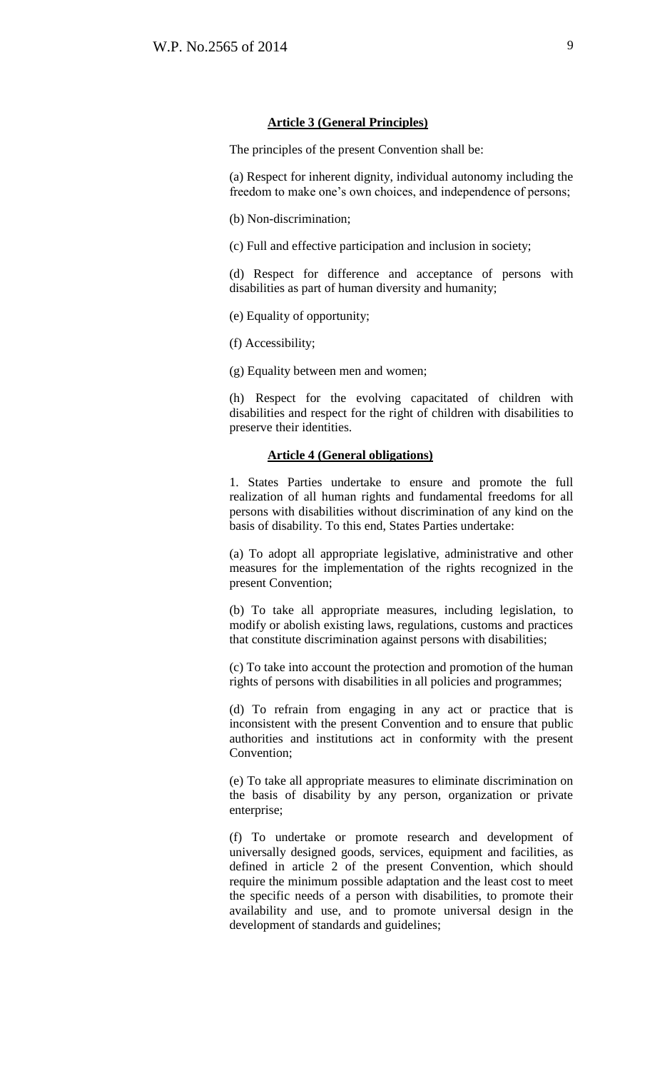**Article 3 (General Principles)**

The principles of the present Convention shall be:

(a) Respect for inherent dignity, individual autonomy including the freedom to make one's own choices, and independence of persons;

(b) Non-discrimination;

(c) Full and effective participation and inclusion in society;

(d) Respect for difference and acceptance of persons with disabilities as part of human diversity and humanity;

(e) Equality of opportunity;

(f) Accessibility;

(g) Equality between men and women;

(h) Respect for the evolving capacitated of children with disabilities and respect for the right of children with disabilities to preserve their identities.

**Article 4 (General obligations)**

1. States Parties undertake to ensure and promote the full realization of all human rights and fundamental freedoms for all persons with disabilities without discrimination of any kind on the basis of disability. To this end, States Parties undertake:

(a) To adopt all appropriate legislative, administrative and other measures for the implementation of the rights recognized in the present Convention;

(b) To take all appropriate measures, including legislation, to modify or abolish existing laws, regulations, customs and practices that constitute discrimination against persons with disabilities;

(c) To take into account the protection and promotion of the human rights of persons with disabilities in all policies and programmes;

(d) To refrain from engaging in any act or practice that is inconsistent with the present Convention and to ensure that public authorities and institutions act in conformity with the present Convention;

(e) To take all appropriate measures to eliminate discrimination on the basis of disability by any person, organization or private enterprise;

(f) To undertake or promote research and development of universally designed goods, services, equipment and facilities, as defined in article 2 of the present Convention, which should require the minimum possible adaptation and the least cost to meet the specific needs of a person with disabilities, to promote their availability and use, and to promote universal design in the development of standards and guidelines;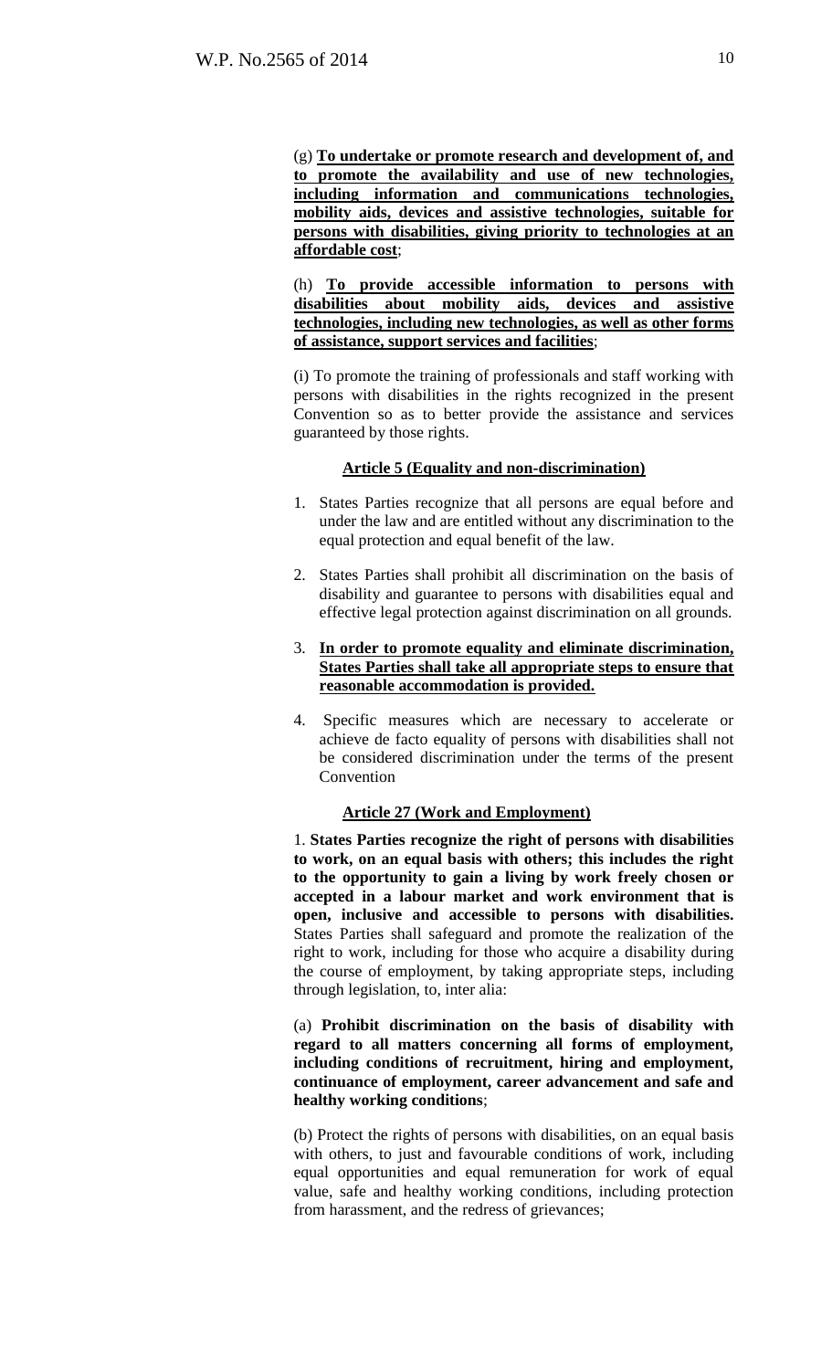(g) **<u>To undertake or promote research and development of, and to promote the availability and use of new technologies, including information and communications technologies, mobility aids, devices and assistive technologies, suitable for persons with disabilities, giving priority to technologies at an affordable cost</u>**;

(h) **<u>To provide accessible information to persons with disabilities about mobility aids, devices and assistive technologies, including new technologies, as well as other forms of assistance, support services and facilities</u>**;

(i) To promote the training of professionals and staff working with persons with disabilities in the rights recognized in the present Convention so as to better provide the assistance and services guaranteed by those rights.

**<u>Article 5 (Equality and non-discrimination)</u>**

1. States Parties recognize that all persons are equal before and under the law and are entitled without any discrimination to the equal protection and equal benefit of the law.

2. States Parties shall prohibit all discrimination on the basis of disability and guarantee to persons with disabilities equal and effective legal protection against discrimination on all grounds.

3. **<u>In order to promote equality and eliminate discrimination, States Parties shall take all appropriate steps to ensure that reasonable accommodation is provided.</u>**

4. Specific measures which are necessary to accelerate or achieve de facto equality of persons with disabilities shall not be considered discrimination under the terms of the present Convention

**<u>Article 27 (Work and Employment)</u>**

1. **States Parties recognize the right of persons with disabilities to work, on an equal basis with others; this includes the right to the opportunity to gain a living by work freely chosen or accepted in a labour market and work environment that is open, inclusive and accessible to persons with disabilities.** States Parties shall safeguard and promote the realization of the right to work, including for those who acquire a disability during the course of employment, by taking appropriate steps, including through legislation, to, inter alia:

(a) **Prohibit discrimination on the basis of disability with regard to all matters concerning all forms of employment, including conditions of recruitment, hiring and employment, continuance of employment, career advancement and safe and healthy working conditions**;

(b) Protect the rights of persons with disabilities, on an equal basis with others, to just and favourable conditions of work, including equal opportunities and equal remuneration for work of equal value, safe and healthy working conditions, including protection from harassment, and the redress of grievances;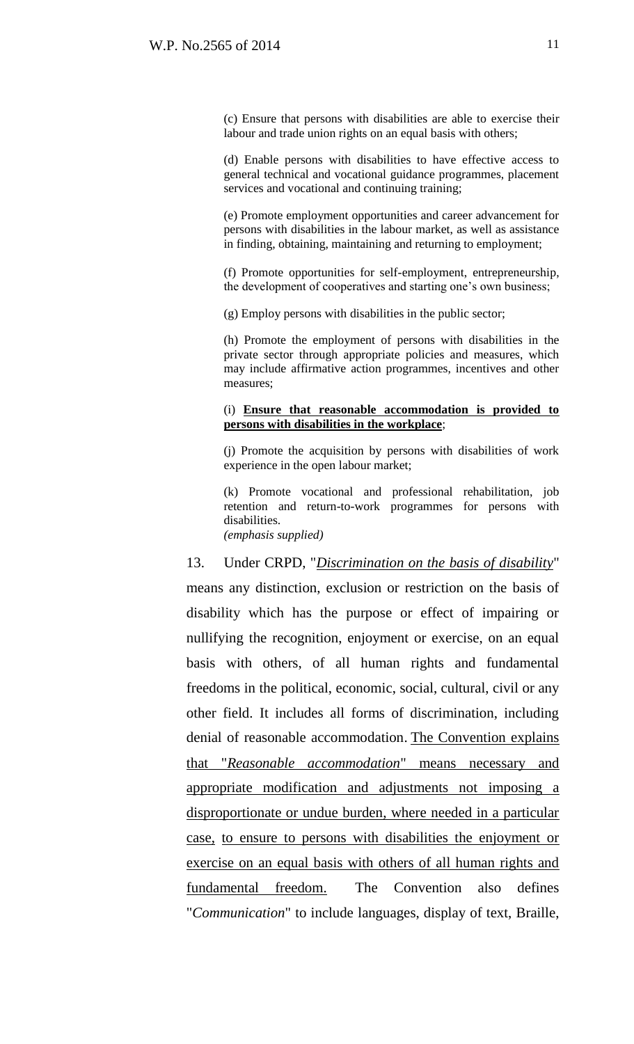> (c) Ensure that persons with disabilities are able to exercise their labour and trade union rights on an equal basis with others;
>
> (d) Enable persons with disabilities to have effective access to general technical and vocational guidance programmes, placement services and vocational and continuing training;
>
> (e) Promote employment opportunities and career advancement for persons with disabilities in the labour market, as well as assistance in finding, obtaining, maintaining and returning to employment;
>
> (f) Promote opportunities for self-employment, entrepreneurship, the development of cooperatives and starting one's own business;
>
> (g) Employ persons with disabilities in the public sector;
>
> (h) Promote the employment of persons with disabilities in the private sector through appropriate policies and measures, which may include affirmative action programmes, incentives and other measures;
>
> (i) <u>**Ensure that reasonable accommodation is provided to persons with disabilities in the workplace**</u>;
>
> (j) Promote the acquisition by persons with disabilities of work experience in the open labour market;
>
> (k) Promote vocational and professional rehabilitation, job retention and return-to-work programmes for persons with disabilities.
>
> *(emphasis supplied)*

13. Under CRPD, "<u>*Discrimination on the basis of disability*</u>" means any distinction, exclusion or restriction on the basis of disability which has the purpose or effect of impairing or nullifying the recognition, enjoyment or exercise, on an equal basis with others, of all human rights and fundamental freedoms in the political, economic, social, cultural, civil or any other field. It includes all forms of discrimination, including denial of reasonable accommodation. <u>The Convention explains that "*Reasonable accommodation*" means necessary and appropriate modification and adjustments not imposing a disproportionate or undue burden, where needed in a particular case, to ensure to persons with disabilities the enjoyment or exercise on an equal basis with others of all human rights and fundamental freedom.</u> The Convention also defines "*Communication*" to include languages, display of text, Braille,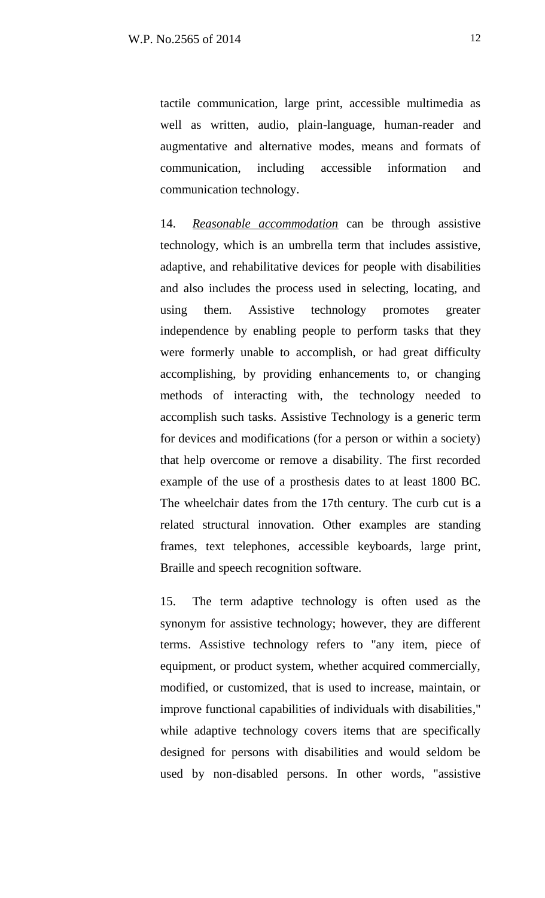tactile communication, large print, accessible multimedia as well as written, audio, plain-language, human-reader and augmentative and alternative modes, means and formats of communication, including accessible information and communication technology.

14. *Reasonable accommodation* can be through assistive technology, which is an umbrella term that includes assistive, adaptive, and rehabilitative devices for people with disabilities and also includes the process used in selecting, locating, and using them. Assistive technology promotes greater independence by enabling people to perform tasks that they were formerly unable to accomplish, or had great difficulty accomplishing, by providing enhancements to, or changing methods of interacting with, the technology needed to accomplish such tasks. Assistive Technology is a generic term for devices and modifications (for a person or within a society) that help overcome or remove a disability. The first recorded example of the use of a prosthesis dates to at least 1800 BC. The wheelchair dates from the 17th century. The curb cut is a related structural innovation. Other examples are standing frames, text telephones, accessible keyboards, large print, Braille and speech recognition software.

15. The term adaptive technology is often used as the synonym for assistive technology; however, they are different terms. Assistive technology refers to "any item, piece of equipment, or product system, whether acquired commercially, modified, or customized, that is used to increase, maintain, or improve functional capabilities of individuals with disabilities," while adaptive technology covers items that are specifically designed for persons with disabilities and would seldom be used by non-disabled persons. In other words, "assistive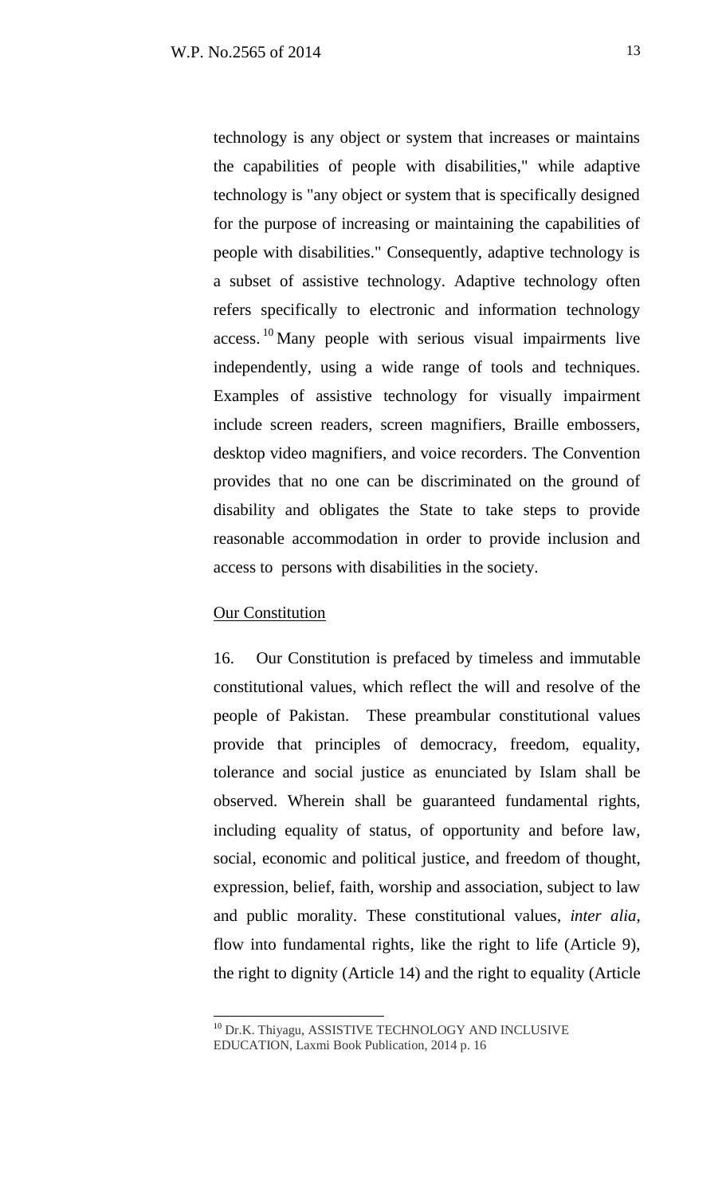technology is any object or system that increases or maintains the capabilities of people with disabilities," while adaptive technology is "any object or system that is specifically designed for the purpose of increasing or maintaining the capabilities of people with disabilities." Consequently, adaptive technology is a subset of assistive technology. Adaptive technology often refers specifically to electronic and information technology access.[10] Many people with serious visual impairments live independently, using a wide range of tools and techniques. Examples of assistive technology for visually impairment include screen readers, screen magnifiers, Braille embossers, desktop video magnifiers, and voice recorders. The Convention provides that no one can be discriminated on the ground of disability and obligates the State to take steps to provide reasonable accommodation in order to provide inclusion and access to persons with disabilities in the society.

<u>Our Constitution</u>

16. Our Constitution is prefaced by timeless and immutable constitutional values, which reflect the will and resolve of the people of Pakistan. These preambular constitutional values provide that principles of democracy, freedom, equality, tolerance and social justice as enunciated by Islam shall be observed. Wherein shall be guaranteed fundamental rights, including equality of status, of opportunity and before law, social, economic and political justice, and freedom of thought, expression, belief, faith, worship and association, subject to law and public morality. These constitutional values, *inter alia*, flow into fundamental rights, like the right to life (Article 9), the right to dignity (Article 14) and the right to equality (Article

---

[10] Dr.K. Thiyagu, ASSISTIVE TECHNOLOGY AND INCLUSIVE EDUCATION, Laxmi Book Publication, 2014 p. 16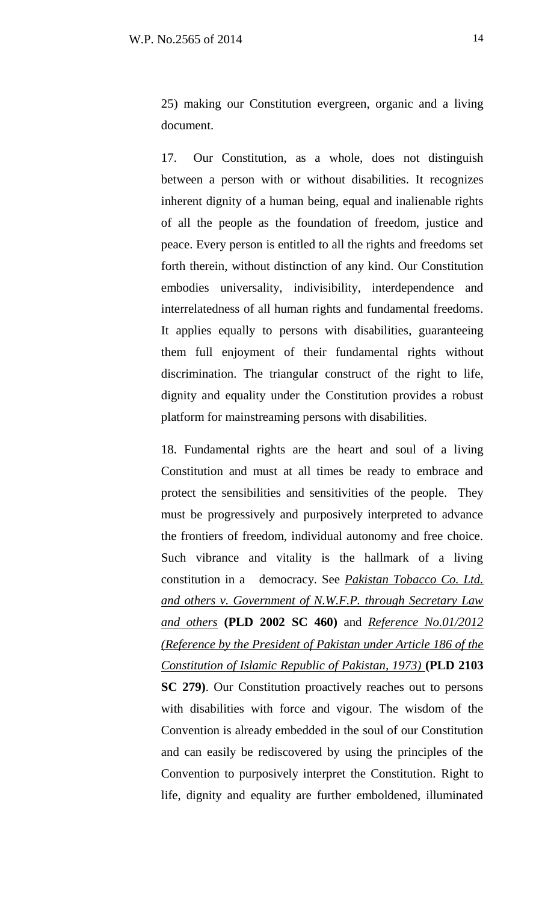25) making our Constitution evergreen, organic and a living document.

17. Our Constitution, as a whole, does not distinguish between a person with or without disabilities. It recognizes inherent dignity of a human being, equal and inalienable rights of all the people as the foundation of freedom, justice and peace. Every person is entitled to all the rights and freedoms set forth therein, without distinction of any kind. Our Constitution embodies universality, indivisibility, interdependence and interrelatedness of all human rights and fundamental freedoms. It applies equally to persons with disabilities, guaranteeing them full enjoyment of their fundamental rights without discrimination. The triangular construct of the right to life, dignity and equality under the Constitution provides a robust platform for mainstreaming persons with disabilities.

18. Fundamental rights are the heart and soul of a living Constitution and must at all times be ready to embrace and protect the sensibilities and sensitivities of the people. They must be progressively and purposively interpreted to advance the frontiers of freedom, individual autonomy and free choice. Such vibrance and vitality is the hallmark of a living constitution in a democracy. See *Pakistan Tobacco Co. Ltd. and others v. Government of N.W.F.P. through Secretary Law and others* **(PLD 2002 SC 460)** and *Reference No.01/2012 (Reference by the President of Pakistan under Article 186 of the Constitution of Islamic Republic of Pakistan, 1973)* **(PLD 2103 SC 279)**. Our Constitution proactively reaches out to persons with disabilities with force and vigour. The wisdom of the Convention is already embedded in the soul of our Constitution and can easily be rediscovered by using the principles of the Convention to purposively interpret the Constitution. Right to life, dignity and equality are further emboldened, illuminated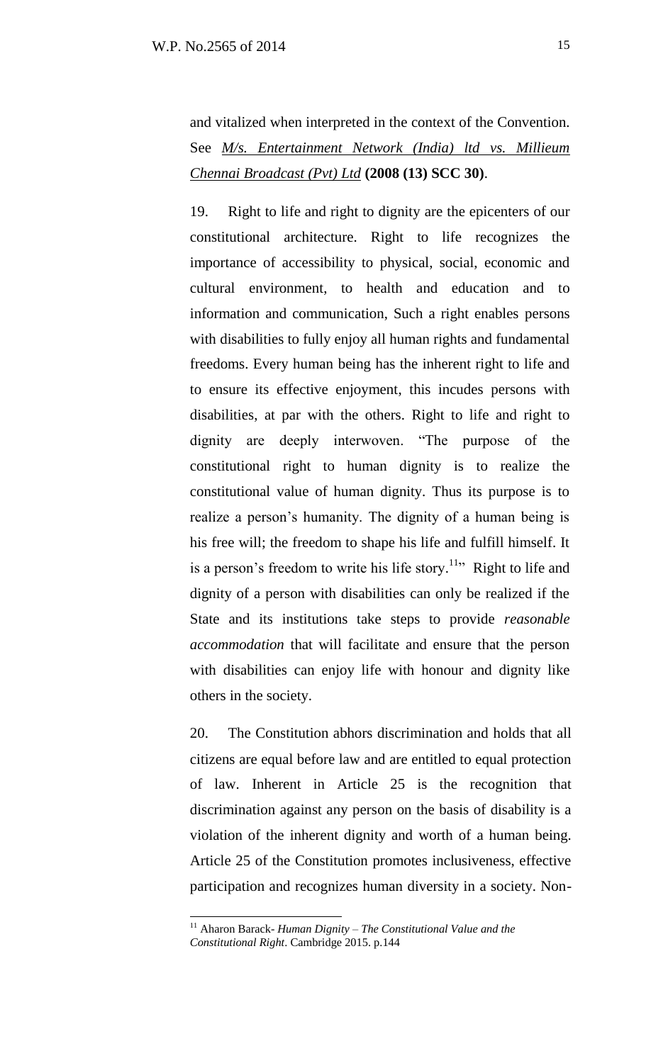and vitalized when interpreted in the context of the Convention. See *M/s. Entertainment Network (India) ltd vs. Millieum Chennai Broadcast (Pvt) Ltd* **(2008 (13) SCC 30)**.

19. Right to life and right to dignity are the epicenters of our constitutional architecture. Right to life recognizes the importance of accessibility to physical, social, economic and cultural environment, to health and education and to information and communication, Such a right enables persons with disabilities to fully enjoy all human rights and fundamental freedoms. Every human being has the inherent right to life and to ensure its effective enjoyment, this incudes persons with disabilities, at par with the others. Right to life and right to dignity are deeply interwoven. "The purpose of the constitutional right to human dignity is to realize the constitutional value of human dignity. Thus its purpose is to realize a person's humanity. The dignity of a human being is his free will; the freedom to shape his life and fulfill himself. It is a person's freedom to write his life story.[11]" Right to life and dignity of a person with disabilities can only be realized if the State and its institutions take steps to provide *reasonable accommodation* that will facilitate and ensure that the person with disabilities can enjoy life with honour and dignity like others in the society.

20. The Constitution abhors discrimination and holds that all citizens are equal before law and are entitled to equal protection of law. Inherent in Article 25 is the recognition that discrimination against any person on the basis of disability is a violation of the inherent dignity and worth of a human being. Article 25 of the Constitution promotes inclusiveness, effective participation and recognizes human diversity in a society. Non-

---

[11] Aharon Barack- *Human Dignity – The Constitutional Value and the Constitutional Right*. Cambridge 2015. p.144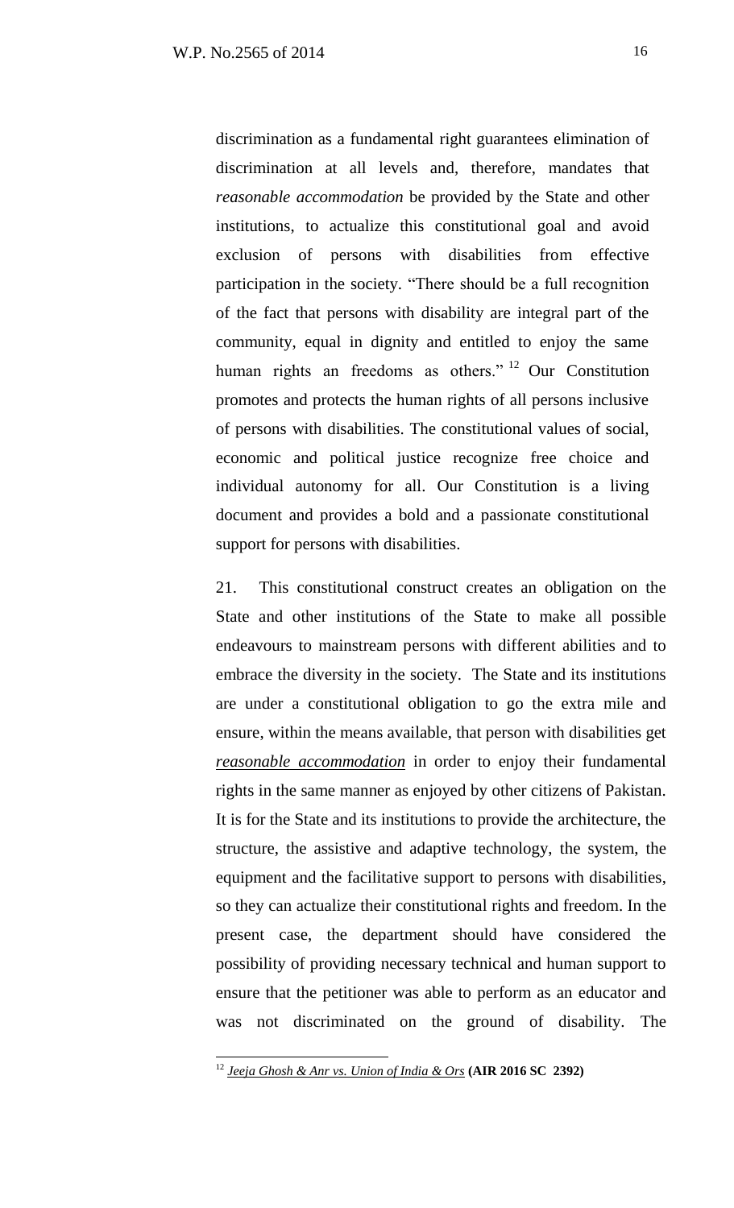discrimination as a fundamental right guarantees elimination of discrimination at all levels and, therefore, mandates that *reasonable accommodation* be provided by the State and other institutions, to actualize this constitutional goal and avoid exclusion of persons with disabilities from effective participation in the society. "There should be a full recognition of the fact that persons with disability are integral part of the community, equal in dignity and entitled to enjoy the same human rights an freedoms as others."[12] Our Constitution promotes and protects the human rights of all persons inclusive of persons with disabilities. The constitutional values of social, economic and political justice recognize free choice and individual autonomy for all. Our Constitution is a living document and provides a bold and a passionate constitutional support for persons with disabilities.

21. This constitutional construct creates an obligation on the State and other institutions of the State to make all possible endeavours to mainstream persons with different abilities and to embrace the diversity in the society. The State and its institutions are under a constitutional obligation to go the extra mile and ensure, within the means available, that person with disabilities get ***reasonable accommodation*** in order to enjoy their fundamental rights in the same manner as enjoyed by other citizens of Pakistan. It is for the State and its institutions to provide the architecture, the structure, the assistive and adaptive technology, the system, the equipment and the facilitative support to persons with disabilities, so they can actualize their constitutional rights and freedom. In the present case, the department should have considered the possibility of providing necessary technical and human support to ensure that the petitioner was able to perform as an educator and was not discriminated on the ground of disability. The

---

[12] *Jeeja Ghosh & Anr vs. Union of India & Ors* **(AIR 2016 SC 2392)**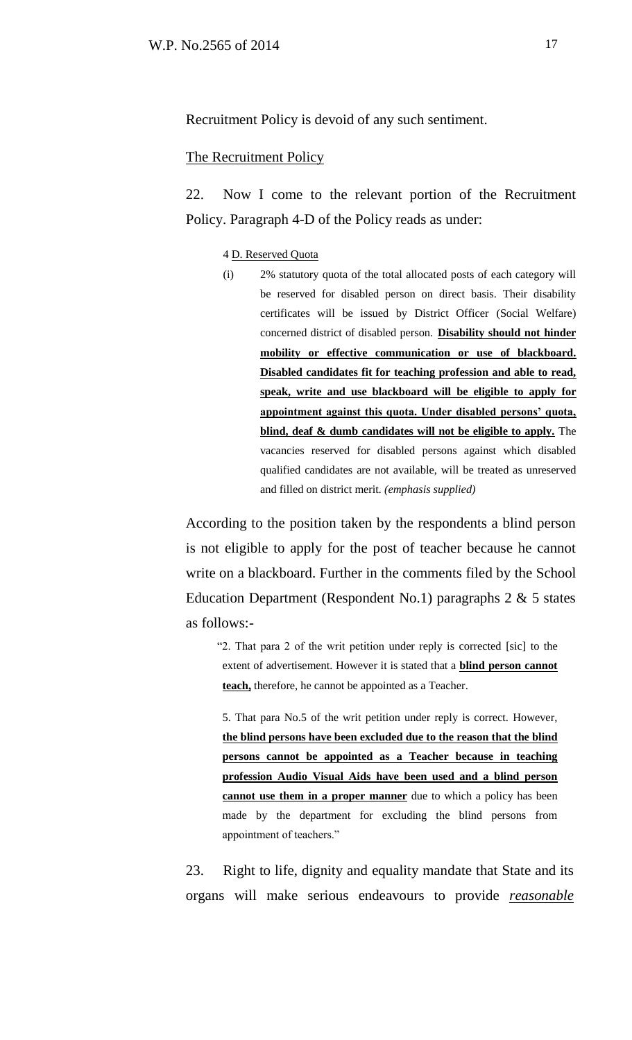Recruitment Policy is devoid of any such sentiment.

<u>The Recruitment Policy</u>

22. Now I come to the relevant portion of the Recruitment Policy. Paragraph 4-D of the Policy reads as under:

> 4 <u>D. Reserved Quota</u>
>
> (i) 2% statutory quota of the total allocated posts of each category will be reserved for disabled person on direct basis. Their disability certificates will be issued by District Officer (Social Welfare) concerned district of disabled person. **<u>Disability should not hinder mobility or effective communication or use of blackboard. Disabled candidates fit for teaching profession and able to read, speak, write and use blackboard will be eligible to apply for appointment against this quota. Under disabled persons' quota, blind, deaf & dumb candidates will not be eligible to apply.</u>** The vacancies reserved for disabled persons against which disabled qualified candidates are not available, will be treated as unreserved and filled on district merit. *(emphasis supplied)*

According to the position taken by the respondents a blind person is not eligible to apply for the post of teacher because he cannot write on a blackboard. Further in the comments filed by the School Education Department (Respondent No.1) paragraphs 2 & 5 states as follows:-

> "2. That para 2 of the writ petition under reply is corrected [sic] to the extent of advertisement. However it is stated that a **<u>blind person cannot teach,</u>** therefore, he cannot be appointed as a Teacher.
>
> 5. That para No.5 of the writ petition under reply is correct. However, **<u>the blind persons have been excluded due to the reason that the blind persons cannot be appointed as a Teacher because in teaching profession Audio Visual Aids have been used and a blind person cannot use them in a proper manner</u>** due to which a policy has been made by the department for excluding the blind persons from appointment of teachers."

23. Right to life, dignity and equality mandate that State and its organs will make serious endeavours to provide ***<u>reasonable</u>***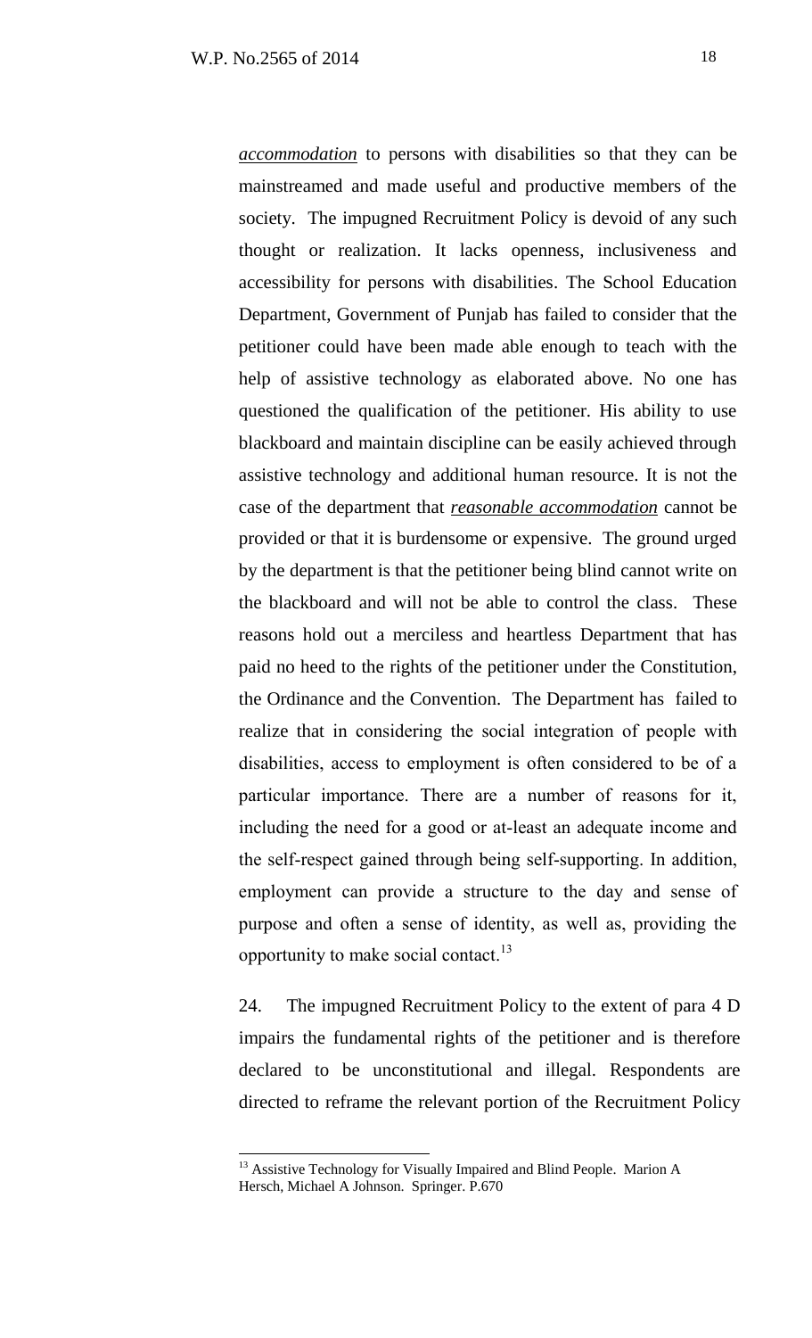*accommodation* to persons with disabilities so that they can be mainstreamed and made useful and productive members of the society. The impugned Recruitment Policy is devoid of any such thought or realization. It lacks openness, inclusiveness and accessibility for persons with disabilities. The School Education Department, Government of Punjab has failed to consider that the petitioner could have been made able enough to teach with the help of assistive technology as elaborated above. No one has questioned the qualification of the petitioner. His ability to use blackboard and maintain discipline can be easily achieved through assistive technology and additional human resource. It is not the case of the department that ***reasonable accommodation*** cannot be provided or that it is burdensome or expensive. The ground urged by the department is that the petitioner being blind cannot write on the blackboard and will not be able to control the class. These reasons hold out a merciless and heartless Department that has paid no heed to the rights of the petitioner under the Constitution, the Ordinance and the Convention. The Department has failed to realize that in considering the social integration of people with disabilities, access to employment is often considered to be of a particular importance. There are a number of reasons for it, including the need for a good or at-least an adequate income and the self-respect gained through being self-supporting. In addition, employment can provide a structure to the day and sense of purpose and often a sense of identity, as well as, providing the opportunity to make social contact.[13]

24. The impugned Recruitment Policy to the extent of para 4 D impairs the fundamental rights of the petitioner and is therefore declared to be unconstitutional and illegal. Respondents are directed to reframe the relevant portion of the Recruitment Policy

---

[13] Assistive Technology for Visually Impaired and Blind People. Marion A Hersch, Michael A Johnson. Springer. P.670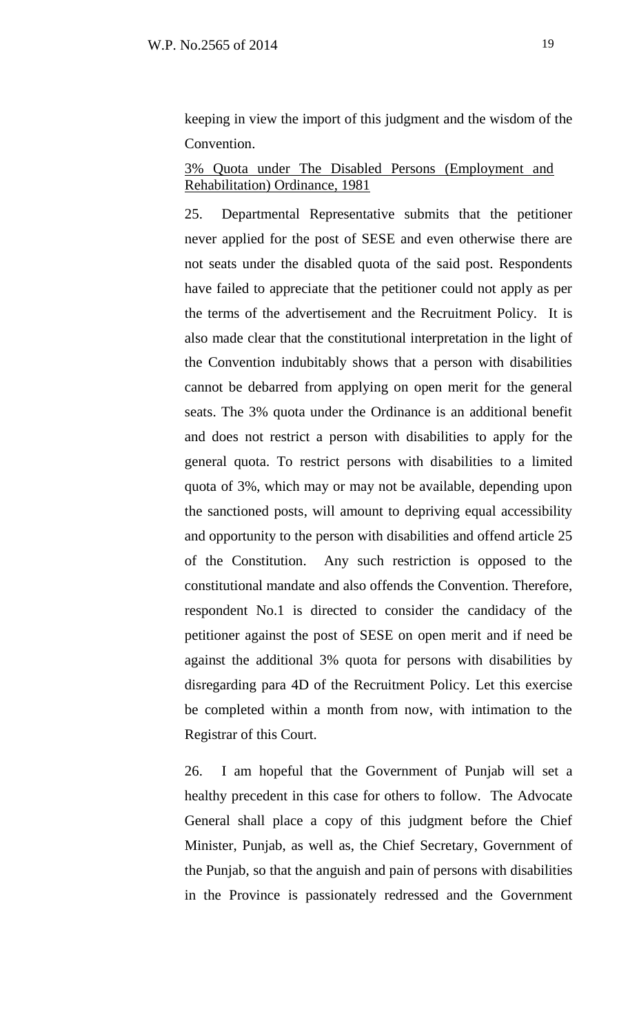keeping in view the import of this judgment and the wisdom of the Convention.

<u>3% Quota under The Disabled Persons (Employment and Rehabilitation) Ordinance, 1981</u>

25. Departmental Representative submits that the petitioner never applied for the post of SESE and even otherwise there are not seats under the disabled quota of the said post. Respondents have failed to appreciate that the petitioner could not apply as per the terms of the advertisement and the Recruitment Policy. It is also made clear that the constitutional interpretation in the light of the Convention indubitably shows that a person with disabilities cannot be debarred from applying on open merit for the general seats. The 3% quota under the Ordinance is an additional benefit and does not restrict a person with disabilities to apply for the general quota. To restrict persons with disabilities to a limited quota of 3%, which may or may not be available, depending upon the sanctioned posts, will amount to depriving equal accessibility and opportunity to the person with disabilities and offend article 25 of the Constitution. Any such restriction is opposed to the constitutional mandate and also offends the Convention. Therefore, respondent No.1 is directed to consider the candidacy of the petitioner against the post of SESE on open merit and if need be against the additional 3% quota for persons with disabilities by disregarding para 4D of the Recruitment Policy. Let this exercise be completed within a month from now, with intimation to the Registrar of this Court.

26. I am hopeful that the Government of Punjab will set a healthy precedent in this case for others to follow. The Advocate General shall place a copy of this judgment before the Chief Minister, Punjab, as well as, the Chief Secretary, Government of the Punjab, so that the anguish and pain of persons with disabilities in the Province is passionately redressed and the Government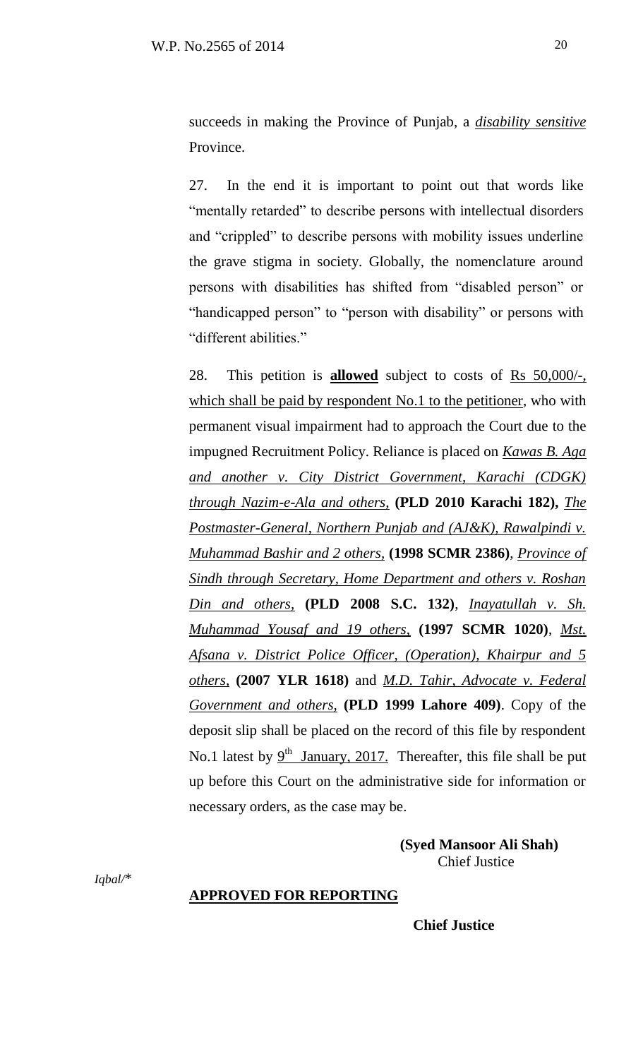succeeds in making the Province of Punjab, a *disability sensitive* Province.

27. In the end it is important to point out that words like "mentally retarded" to describe persons with intellectual disorders and "crippled" to describe persons with mobility issues underline the grave stigma in society. Globally, the nomenclature around persons with disabilities has shifted from "disabled person" or "handicapped person" to "person with disability" or persons with "different abilities."

28. This petition is **allowed** subject to costs of Rs 50,000/-, which shall be paid by respondent No.1 to the petitioner, who with permanent visual impairment had to approach the Court due to the impugned Recruitment Policy. Reliance is placed on *Kawas B. Aga and another v. City District Government, Karachi (CDGK) through Nazim-e-Ala and others,* **(PLD 2010 Karachi 182),** *The Postmaster-General, Northern Punjab and (AJ&K), Rawalpindi v. Muhammad Bashir and 2 others,* **(1998 SCMR 2386)**, *Province of Sindh through Secretary, Home Department and others v. Roshan Din and others,* **(PLD 2008 S.C. 132)**, *Inayatullah v. Sh. Muhammad Yousaf and 19 others,* **(1997 SCMR 1020)**, *Mst. Afsana v. District Police Officer, (Operation), Khairpur and 5 others,* **(2007 YLR 1618)** and *M.D. Tahir, Advocate v. Federal Government and others,* **(PLD 1999 Lahore 409)**. Copy of the deposit slip shall be placed on the record of this file by respondent No.1 latest by 9th January, 2017. Thereafter, this file shall be put up before this Court on the administrative side for information or necessary orders, as the case may be.

**(Syed Mansoor Ali Shah)**
Chief Justice

*Iqbal/\**

**APPROVED FOR REPORTING**

**Chief Justice**